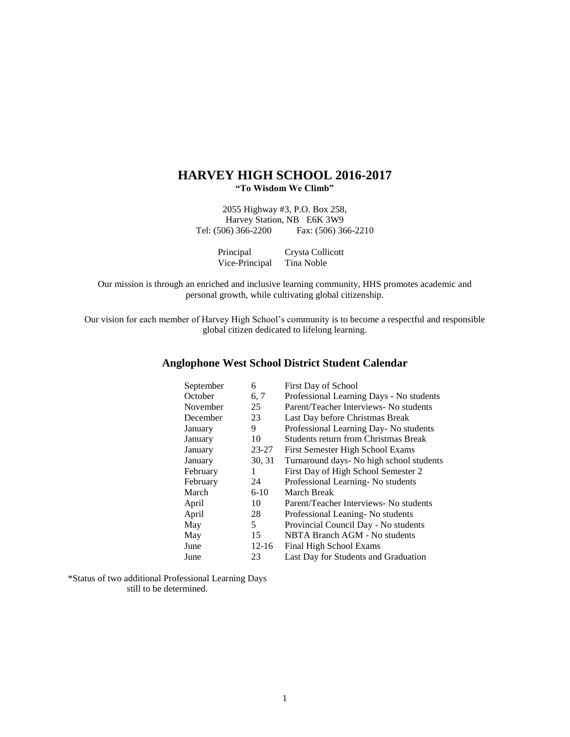# HARVEY HIGH SCHOOL 2016-2017

**"To Wisdom We Climb"**

2055 Highway #3, P.O. Box 258,
Harvey Station, NB E6K 3W9
Tel: (506) 366-2200 Fax: (506) 366-2210

Principal Crysta Collicott
Vice-Principal Tina Noble

Our mission is through an enriched and inclusive learning community, HHS promotes academic and personal growth, while cultivating global citizenship.

Our vision for each member of Harvey High School's community is to become a respectful and responsible global citizen dedicated to lifelong learning.

## Anglophone West School District Student Calendar

| Month | Date | Event |
|---|---|---|
| September | 6 | First Day of School |
| October | 6, 7 | Professional Learning Days - No students |
| November | 25 | Parent/Teacher Interviews- No students |
| December | 23 | Last Day before Christmas Break |
| January | 9 | Professional Learning Day- No students |
| January | 10 | Students return from Christmas Break |
| January | 23-27 | First Semester High School Exams |
| January | 30, 31 | Turnaround days- No high school students |
| February | 1 | First Day of High School Semester 2 |
| February | 24 | Professional Learning- No students |
| March | 6-10 | March Break |
| April | 10 | Parent/Teacher Interviews- No students |
| April | 28 | Professional Leaning- No students |
| May | 5 | Provincial Council Day - No students |
| May | 15 | NBTA Branch AGM - No students |
| June | 12-16 | Final High School Exams |
| June | 23 | Last Day for Students and Graduation |

*Status of two additional Professional Learning Days still to be determined.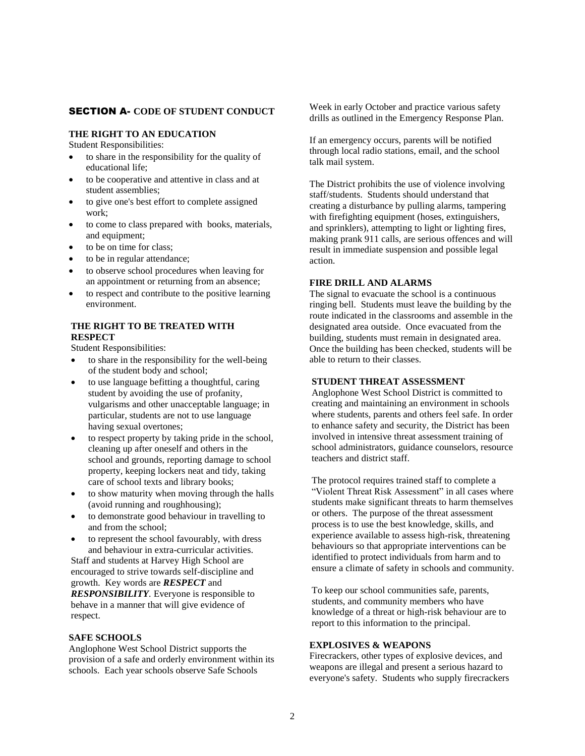## SECTION A- CODE OF STUDENT CONDUCT

### THE RIGHT TO AN EDUCATION

Student Responsibilities:

- to share in the responsibility for the quality of educational life;
- to be cooperative and attentive in class and at student assemblies;
- to give one's best effort to complete assigned work;
- to come to class prepared with books, materials, and equipment;
- to be on time for class;
- to be in regular attendance;
- to observe school procedures when leaving for an appointment or returning from an absence;
- to respect and contribute to the positive learning environment.

### THE RIGHT TO BE TREATED WITH RESPECT

Student Responsibilities:

- to share in the responsibility for the well-being of the student body and school;
- to use language befitting a thoughtful, caring student by avoiding the use of profanity, vulgarisms and other unacceptable language; in particular, students are not to use language having sexual overtones;
- to respect property by taking pride in the school, cleaning up after oneself and others in the school and grounds, reporting damage to school property, keeping lockers neat and tidy, taking care of school texts and library books;
- to show maturity when moving through the halls (avoid running and roughhousing);
- to demonstrate good behaviour in travelling to and from the school;
- to represent the school favourably, with dress and behaviour in extra-curricular activities.

Staff and students at Harvey High School are encouraged to strive towards self-discipline and growth. Key words are ***RESPECT*** and ***RESPONSIBILITY***. Everyone is responsible to behave in a manner that will give evidence of respect.

### SAFE SCHOOLS

Anglophone West School District supports the provision of a safe and orderly environment within its schools. Each year schools observe Safe Schools Week in early October and practice various safety drills as outlined in the Emergency Response Plan.

If an emergency occurs, parents will be notified through local radio stations, email, and the school talk mail system.

The District prohibits the use of violence involving staff/students. Students should understand that creating a disturbance by pulling alarms, tampering with firefighting equipment (hoses, extinguishers, and sprinklers), attempting to light or lighting fires, making prank 911 calls, are serious offences and will result in immediate suspension and possible legal action.

### FIRE DRILL AND ALARMS

The signal to evacuate the school is a continuous ringing bell. Students must leave the building by the route indicated in the classrooms and assemble in the designated area outside. Once evacuated from the building, students must remain in designated area. Once the building has been checked, students will be able to return to their classes.

### STUDENT THREAT ASSESSMENT

Anglophone West School District is committed to creating and maintaining an environment in schools where students, parents and others feel safe. In order to enhance safety and security, the District has been involved in intensive threat assessment training of school administrators, guidance counselors, resource teachers and district staff.

The protocol requires trained staff to complete a "Violent Threat Risk Assessment" in all cases where students make significant threats to harm themselves or others. The purpose of the threat assessment process is to use the best knowledge, skills, and experience available to assess high-risk, threatening behaviours so that appropriate interventions can be identified to protect individuals from harm and to ensure a climate of safety in schools and community.

To keep our school communities safe, parents, students, and community members who have knowledge of a threat or high-risk behaviour are to report to this information to the principal.

### EXPLOSIVES & WEAPONS

Firecrackers, other types of explosive devices, and weapons are illegal and present a serious hazard to everyone's safety. Students who supply firecrackers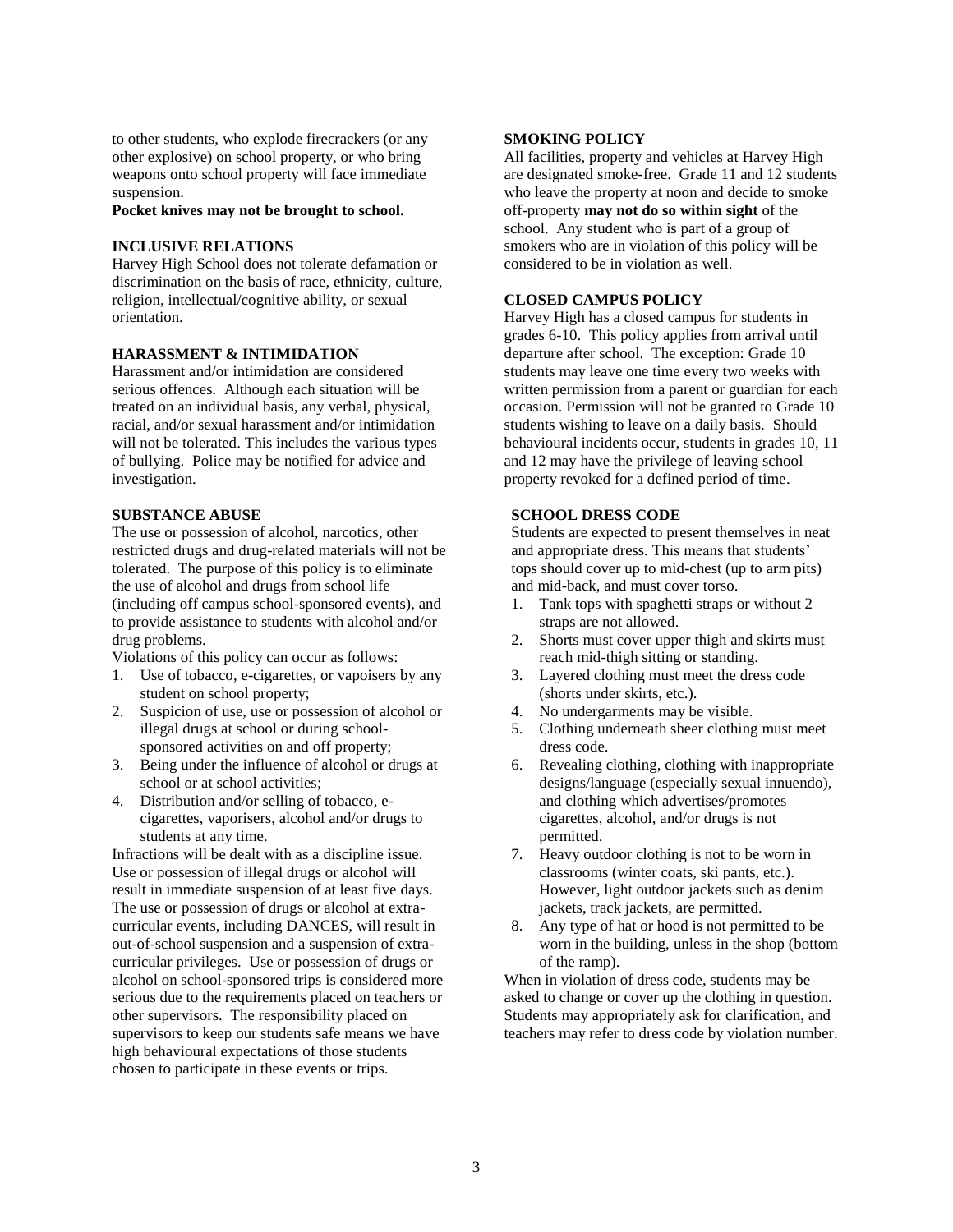to other students, who explode firecrackers (or any other explosive) on school property, or who bring weapons onto school property will face immediate suspension.

**Pocket knives may not be brought to school.**

**INCLUSIVE RELATIONS**

Harvey High School does not tolerate defamation or discrimination on the basis of race, ethnicity, culture, religion, intellectual/cognitive ability, or sexual orientation.

**HARASSMENT & INTIMIDATION**

Harassment and/or intimidation are considered serious offences. Although each situation will be treated on an individual basis, any verbal, physical, racial, and/or sexual harassment and/or intimidation will not be tolerated. This includes the various types of bullying. Police may be notified for advice and investigation.

**SUBSTANCE ABUSE**

The use or possession of alcohol, narcotics, other restricted drugs and drug-related materials will not be tolerated. The purpose of this policy is to eliminate the use of alcohol and drugs from school life (including off campus school-sponsored events), and to provide assistance to students with alcohol and/or drug problems.

Violations of this policy can occur as follows:

1. Use of tobacco, e-cigarettes, or vapoisers by any student on school property;
2. Suspicion of use, use or possession of alcohol or illegal drugs at school or during school-sponsored activities on and off property;
3. Being under the influence of alcohol or drugs at school or at school activities;
4. Distribution and/or selling of tobacco, e-cigarettes, vaporisers, alcohol and/or drugs to students at any time.

Infractions will be dealt with as a discipline issue. Use or possession of illegal drugs or alcohol will result in immediate suspension of at least five days. The use or possession of drugs or alcohol at extra-curricular events, including DANCES, will result in out-of-school suspension and a suspension of extra-curricular privileges. Use or possession of drugs or alcohol on school-sponsored trips is considered more serious due to the requirements placed on teachers or other supervisors. The responsibility placed on supervisors to keep our students safe means we have high behavioural expectations of those students chosen to participate in these events or trips.

**SMOKING POLICY**

All facilities, property and vehicles at Harvey High are designated smoke-free. Grade 11 and 12 students who leave the property at noon and decide to smoke off-property **may not do so within sight** of the school. Any student who is part of a group of smokers who are in violation of this policy will be considered to be in violation as well.

**CLOSED CAMPUS POLICY**

Harvey High has a closed campus for students in grades 6-10. This policy applies from arrival until departure after school. The exception: Grade 10 students may leave one time every two weeks with written permission from a parent or guardian for each occasion. Permission will not be granted to Grade 10 students wishing to leave on a daily basis. Should behavioural incidents occur, students in grades 10, 11 and 12 may have the privilege of leaving school property revoked for a defined period of time.

**SCHOOL DRESS CODE**

Students are expected to present themselves in neat and appropriate dress. This means that students' tops should cover up to mid-chest (up to arm pits) and mid-back, and must cover torso.

1. Tank tops with spaghetti straps or without 2 straps are not allowed.
2. Shorts must cover upper thigh and skirts must reach mid-thigh sitting or standing.
3. Layered clothing must meet the dress code (shorts under skirts, etc.).
4. No undergarments may be visible.
5. Clothing underneath sheer clothing must meet dress code.
6. Revealing clothing, clothing with inappropriate designs/language (especially sexual innuendo), and clothing which advertises/promotes cigarettes, alcohol, and/or drugs is not permitted.
7. Heavy outdoor clothing is not to be worn in classrooms (winter coats, ski pants, etc.). However, light outdoor jackets such as denim jackets, track jackets, are permitted.
8. Any type of hat or hood is not permitted to be worn in the building, unless in the shop (bottom of the ramp).

When in violation of dress code, students may be asked to change or cover up the clothing in question. Students may appropriately ask for clarification, and teachers may refer to dress code by violation number.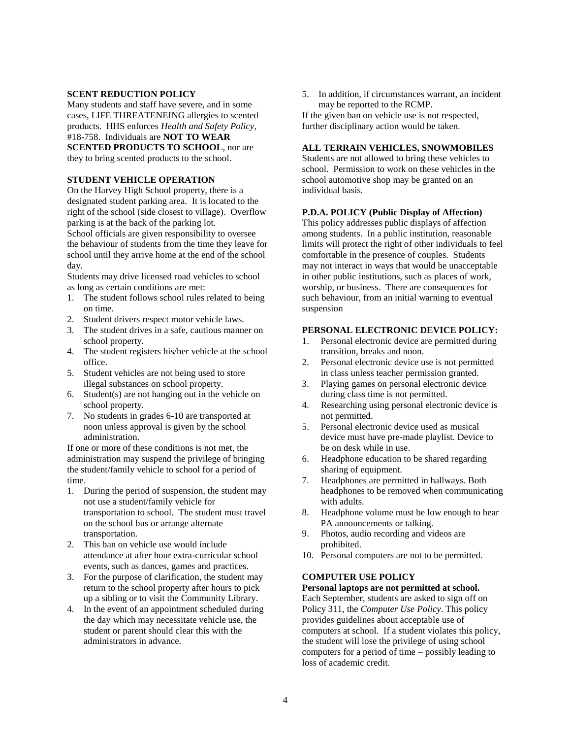### SCENT REDUCTION POLICY

Many students and staff have severe, and in some cases, LIFE THREATENEING allergies to scented products. HHS enforces *Health and Safety Policy*, #18-758. Individuals are **NOT TO WEAR SCENTED PRODUCTS TO SCHOOL**, nor are they to bring scented products to the school.

### STUDENT VEHICLE OPERATION

On the Harvey High School property, there is a designated student parking area. It is located to the right of the school (side closest to village). Overflow parking is at the back of the parking lot.

School officials are given responsibility to oversee the behaviour of students from the time they leave for school until they arrive home at the end of the school day.

Students may drive licensed road vehicles to school as long as certain conditions are met:

1. The student follows school rules related to being on time.
2. Student drivers respect motor vehicle laws.
3. The student drives in a safe, cautious manner on school property.
4. The student registers his/her vehicle at the school office.
5. Student vehicles are not being used to store illegal substances on school property.
6. Student(s) are not hanging out in the vehicle on school property.
7. No students in grades 6-10 are transported at noon unless approval is given by the school administration.

If one or more of these conditions is not met, the administration may suspend the privilege of bringing the student/family vehicle to school for a period of time.

1. During the period of suspension, the student may not use a student/family vehicle for transportation to school. The student must travel on the school bus or arrange alternate transportation.
2. This ban on vehicle use would include attendance at after hour extra-curricular school events, such as dances, games and practices.
3. For the purpose of clarification, the student may return to the school property after hours to pick up a sibling or to visit the Community Library.
4. In the event of an appointment scheduled during the day which may necessitate vehicle use, the student or parent should clear this with the administrators in advance.
5. In addition, if circumstances warrant, an incident may be reported to the RCMP.

If the given ban on vehicle use is not respected, further disciplinary action would be taken.

### ALL TERRAIN VEHICLES, SNOWMOBILES

Students are not allowed to bring these vehicles to school. Permission to work on these vehicles in the school automotive shop may be granted on an individual basis.

### P.D.A. POLICY (Public Display of Affection)

This policy addresses public displays of affection among students. In a public institution, reasonable limits will protect the right of other individuals to feel comfortable in the presence of couples. Students may not interact in ways that would be unacceptable in other public institutions, such as places of work, worship, or business. There are consequences for such behaviour, from an initial warning to eventual suspension

### PERSONAL ELECTRONIC DEVICE POLICY:

1. Personal electronic device are permitted during transition, breaks and noon.
2. Personal electronic device use is not permitted in class unless teacher permission granted.
3. Playing games on personal electronic device during class time is not permitted.
4. Researching using personal electronic device is not permitted.
5. Personal electronic device used as musical device must have pre-made playlist. Device to be on desk while in use.
6. Headphone education to be shared regarding sharing of equipment.
7. Headphones are permitted in hallways. Both headphones to be removed when communicating with adults.
8. Headphone volume must be low enough to hear PA announcements or talking.
9. Photos, audio recording and videos are prohibited.
10. Personal computers are not to be permitted.

### COMPUTER USE POLICY

**Personal laptops are not permitted at school.**

Each September, students are asked to sign off on Policy 311, the *Computer Use Policy*. This policy provides guidelines about acceptable use of computers at school. If a student violates this policy, the student will lose the privilege of using school computers for a period of time – possibly leading to loss of academic credit.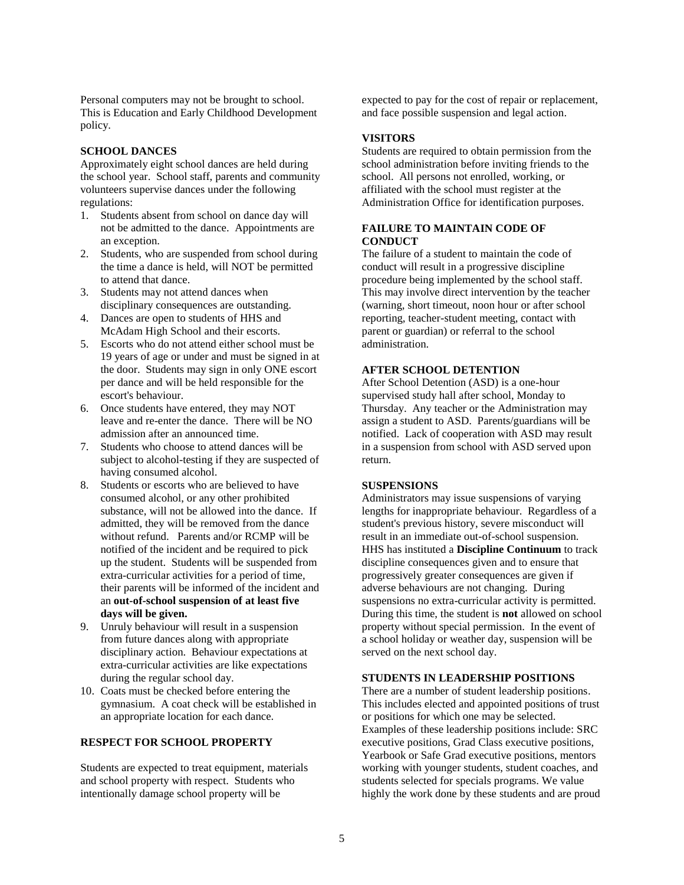Personal computers may not be brought to school. This is Education and Early Childhood Development policy.

## SCHOOL DANCES

Approximately eight school dances are held during the school year. School staff, parents and community volunteers supervise dances under the following regulations:

1. Students absent from school on dance day will not be admitted to the dance. Appointments are an exception.
2. Students, who are suspended from school during the time a dance is held, will NOT be permitted to attend that dance.
3. Students may not attend dances when disciplinary consequences are outstanding.
4. Dances are open to students of HHS and McAdam High School and their escorts.
5. Escorts who do not attend either school must be 19 years of age or under and must be signed in at the door. Students may sign in only ONE escort per dance and will be held responsible for the escort's behaviour.
6. Once students have entered, they may NOT leave and re-enter the dance. There will be NO admission after an announced time.
7. Students who choose to attend dances will be subject to alcohol-testing if they are suspected of having consumed alcohol.
8. Students or escorts who are believed to have consumed alcohol, or any other prohibited substance, will not be allowed into the dance. If admitted, they will be removed from the dance without refund. Parents and/or RCMP will be notified of the incident and be required to pick up the student. Students will be suspended from extra-curricular activities for a period of time, their parents will be informed of the incident and an **out-of-school suspension of at least five days will be given.**
9. Unruly behaviour will result in a suspension from future dances along with appropriate disciplinary action. Behaviour expectations at extra-curricular activities are like expectations during the regular school day.
10. Coats must be checked before entering the gymnasium. A coat check will be established in an appropriate location for each dance.

## RESPECT FOR SCHOOL PROPERTY

Students are expected to treat equipment, materials and school property with respect. Students who intentionally damage school property will be expected to pay for the cost of repair or replacement, and face possible suspension and legal action.

## VISITORS

Students are required to obtain permission from the school administration before inviting friends to the school. All persons not enrolled, working, or affiliated with the school must register at the Administration Office for identification purposes.

## FAILURE TO MAINTAIN CODE OF CONDUCT

The failure of a student to maintain the code of conduct will result in a progressive discipline procedure being implemented by the school staff. This may involve direct intervention by the teacher (warning, short timeout, noon hour or after school reporting, teacher-student meeting, contact with parent or guardian) or referral to the school administration.

## AFTER SCHOOL DETENTION

After School Detention (ASD) is a one-hour supervised study hall after school, Monday to Thursday. Any teacher or the Administration may assign a student to ASD. Parents/guardians will be notified. Lack of cooperation with ASD may result in a suspension from school with ASD served upon return.

## SUSPENSIONS

Administrators may issue suspensions of varying lengths for inappropriate behaviour. Regardless of a student's previous history, severe misconduct will result in an immediate out-of-school suspension. HHS has instituted a **Discipline Continuum** to track discipline consequences given and to ensure that progressively greater consequences are given if adverse behaviours are not changing. During suspensions no extra-curricular activity is permitted. During this time, the student is **not** allowed on school property without special permission. In the event of a school holiday or weather day, suspension will be served on the next school day.

## STUDENTS IN LEADERSHIP POSITIONS

There are a number of student leadership positions. This includes elected and appointed positions of trust or positions for which one may be selected. Examples of these leadership positions include: SRC executive positions, Grad Class executive positions, Yearbook or Safe Grad executive positions, mentors working with younger students, student coaches, and students selected for specials programs. We value highly the work done by these students and are proud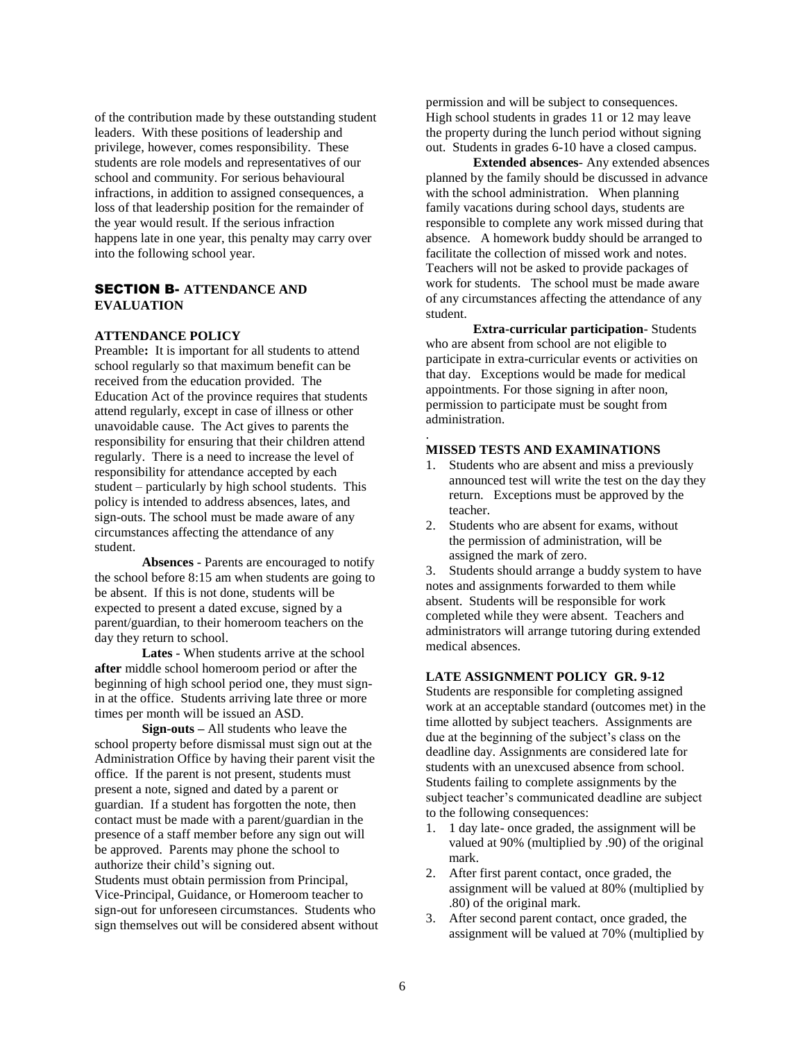of the contribution made by these outstanding student leaders. With these positions of leadership and privilege, however, comes responsibility. These students are role models and representatives of our school and community. For serious behavioural infractions, in addition to assigned consequences, a loss of that leadership position for the remainder of the year would result. If the serious infraction happens late in one year, this penalty may carry over into the following school year.

## SECTION B- ATTENDANCE AND EVALUATION

### ATTENDANCE POLICY

Preamble**:** It is important for all students to attend school regularly so that maximum benefit can be received from the education provided. The Education Act of the province requires that students attend regularly, except in case of illness or other unavoidable cause. The Act gives to parents the responsibility for ensuring that their children attend regularly. There is a need to increase the level of responsibility for attendance accepted by each student – particularly by high school students. This policy is intended to address absences, lates, and sign-outs. The school must be made aware of any circumstances affecting the attendance of any student.

**Absences** - Parents are encouraged to notify the school before 8:15 am when students are going to be absent. If this is not done, students will be expected to present a dated excuse, signed by a parent/guardian, to their homeroom teachers on the day they return to school.

**Lates** - When students arrive at the school **after** middle school homeroom period or after the beginning of high school period one, they must sign-in at the office. Students arriving late three or more times per month will be issued an ASD.

**Sign-outs –** All students who leave the school property before dismissal must sign out at the Administration Office by having their parent visit the office. If the parent is not present, students must present a note, signed and dated by a parent or guardian. If a student has forgotten the note, then contact must be made with a parent/guardian in the presence of a staff member before any sign out will be approved. Parents may phone the school to authorize their child's signing out.
Students must obtain permission from Principal, Vice-Principal, Guidance, or Homeroom teacher to sign-out for unforeseen circumstances. Students who sign themselves out will be considered absent without permission and will be subject to consequences. High school students in grades 11 or 12 may leave the property during the lunch period without signing out. Students in grades 6-10 have a closed campus.

**Extended absences**- Any extended absences planned by the family should be discussed in advance with the school administration. When planning family vacations during school days, students are responsible to complete any work missed during that absence. A homework buddy should be arranged to facilitate the collection of missed work and notes. Teachers will not be asked to provide packages of work for students. The school must be made aware of any circumstances affecting the attendance of any student.

**Extra-curricular participation**- Students who are absent from school are not eligible to participate in extra-curricular events or activities on that day. Exceptions would be made for medical appointments. For those signing in after noon, permission to participate must be sought from administration.

.

### MISSED TESTS AND EXAMINATIONS

1. Students who are absent and miss a previously announced test will write the test on the day they return. Exceptions must be approved by the teacher.
2. Students who are absent for exams, without the permission of administration, will be assigned the mark of zero.
3. Students should arrange a buddy system to have notes and assignments forwarded to them while absent. Students will be responsible for work completed while they were absent. Teachers and administrators will arrange tutoring during extended medical absences.

### LATE ASSIGNMENT POLICY GR. 9-12

Students are responsible for completing assigned work at an acceptable standard (outcomes met) in the time allotted by subject teachers. Assignments are due at the beginning of the subject's class on the deadline day. Assignments are considered late for students with an unexcused absence from school. Students failing to complete assignments by the subject teacher's communicated deadline are subject to the following consequences:

1. 1 day late- once graded, the assignment will be valued at 90% (multiplied by .90) of the original mark.
2. After first parent contact, once graded, the assignment will be valued at 80% (multiplied by .80) of the original mark.
3. After second parent contact, once graded, the assignment will be valued at 70% (multiplied by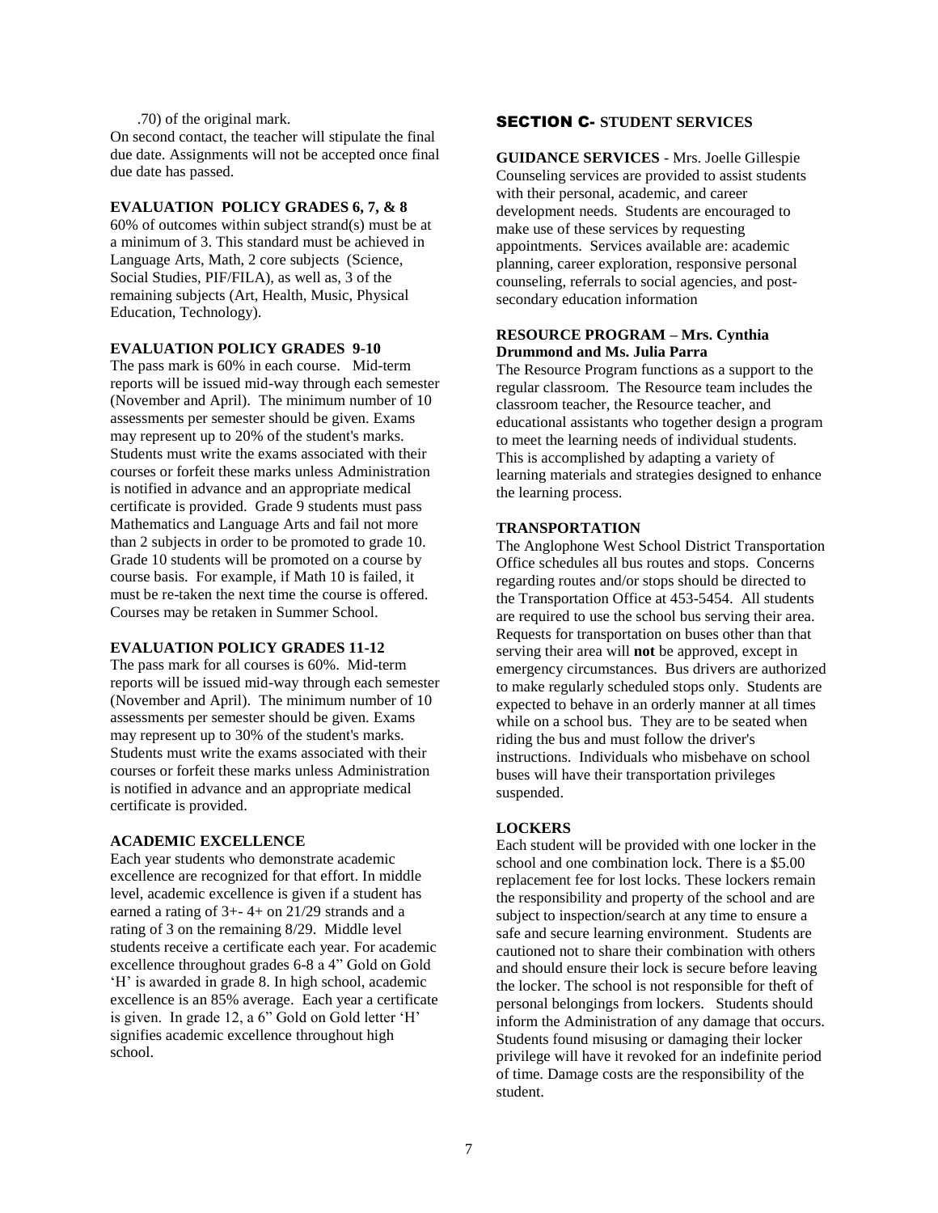.70) of the original mark.

On second contact, the teacher will stipulate the final due date. Assignments will not be accepted once final due date has passed.

**EVALUATION POLICY GRADES 6, 7, & 8**

60% of outcomes within subject strand(s) must be at a minimum of 3. This standard must be achieved in Language Arts, Math, 2 core subjects (Science, Social Studies, PIF/FILA), as well as, 3 of the remaining subjects (Art, Health, Music, Physical Education, Technology).

**EVALUATION POLICY GRADES 9-10**

The pass mark is 60% in each course. Mid-term reports will be issued mid-way through each semester (November and April). The minimum number of 10 assessments per semester should be given. Exams may represent up to 20% of the student's marks. Students must write the exams associated with their courses or forfeit these marks unless Administration is notified in advance and an appropriate medical certificate is provided. Grade 9 students must pass Mathematics and Language Arts and fail not more than 2 subjects in order to be promoted to grade 10. Grade 10 students will be promoted on a course by course basis. For example, if Math 10 is failed, it must be re-taken the next time the course is offered. Courses may be retaken in Summer School.

**EVALUATION POLICY GRADES 11-12**

The pass mark for all courses is 60%. Mid-term reports will be issued mid-way through each semester (November and April). The minimum number of 10 assessments per semester should be given. Exams may represent up to 30% of the student's marks. Students must write the exams associated with their courses or forfeit these marks unless Administration is notified in advance and an appropriate medical certificate is provided.

**ACADEMIC EXCELLENCE**

Each year students who demonstrate academic excellence are recognized for that effort. In middle level, academic excellence is given if a student has earned a rating of 3+- 4+ on 21/29 strands and a rating of 3 on the remaining 8/29. Middle level students receive a certificate each year. For academic excellence throughout grades 6-8 a 4" Gold on Gold 'H' is awarded in grade 8. In high school, academic excellence is an 85% average. Each year a certificate is given. In grade 12, a 6" Gold on Gold letter 'H' signifies academic excellence throughout high school.

## SECTION C- STUDENT SERVICES

**GUIDANCE SERVICES** - Mrs. Joelle Gillespie

Counseling services are provided to assist students with their personal, academic, and career development needs. Students are encouraged to make use of these services by requesting appointments. Services available are: academic planning, career exploration, responsive personal counseling, referrals to social agencies, and post-secondary education information

**RESOURCE PROGRAM – Mrs. Cynthia Drummond and Ms. Julia Parra**

The Resource Program functions as a support to the regular classroom. The Resource team includes the classroom teacher, the Resource teacher, and educational assistants who together design a program to meet the learning needs of individual students. This is accomplished by adapting a variety of learning materials and strategies designed to enhance the learning process.

**TRANSPORTATION**

The Anglophone West School District Transportation Office schedules all bus routes and stops. Concerns regarding routes and/or stops should be directed to the Transportation Office at 453-5454. All students are required to use the school bus serving their area. Requests for transportation on buses other than that serving their area will **not** be approved, except in emergency circumstances. Bus drivers are authorized to make regularly scheduled stops only. Students are expected to behave in an orderly manner at all times while on a school bus. They are to be seated when riding the bus and must follow the driver's instructions. Individuals who misbehave on school buses will have their transportation privileges suspended.

**LOCKERS**

Each student will be provided with one locker in the school and one combination lock. There is a $5.00 replacement fee for lost locks. These lockers remain the responsibility and property of the school and are subject to inspection/search at any time to ensure a safe and secure learning environment. Students are cautioned not to share their combination with others and should ensure their lock is secure before leaving the locker. The school is not responsible for theft of personal belongings from lockers. Students should inform the Administration of any damage that occurs. Students found misusing or damaging their locker privilege will have it revoked for an indefinite period of time. Damage costs are the responsibility of the student.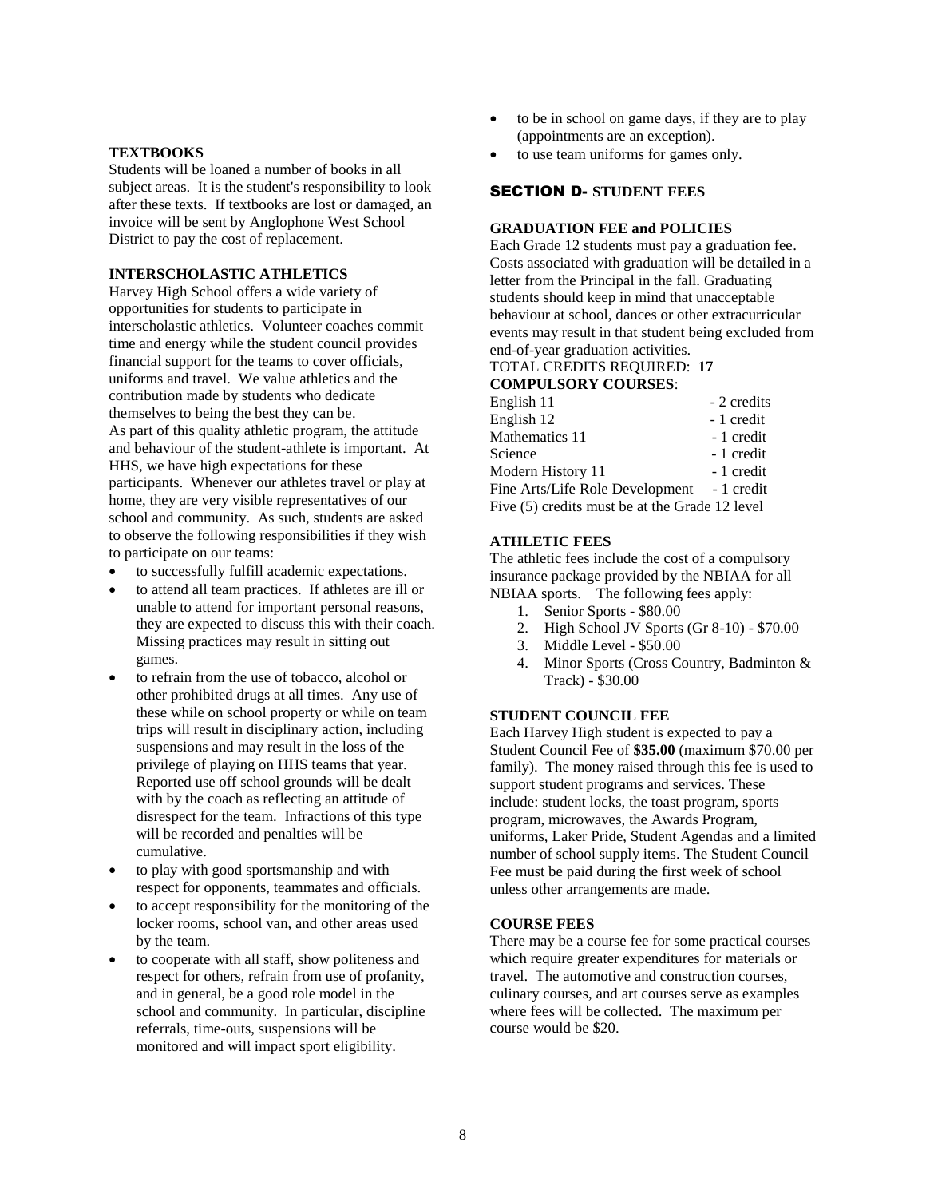**TEXTBOOKS**

Students will be loaned a number of books in all subject areas. It is the student's responsibility to look after these texts. If textbooks are lost or damaged, an invoice will be sent by Anglophone West School District to pay the cost of replacement.

**INTERSCHOLASTIC ATHLETICS**

Harvey High School offers a wide variety of opportunities for students to participate in interscholastic athletics. Volunteer coaches commit time and energy while the student council provides financial support for the teams to cover officials, uniforms and travel. We value athletics and the contribution made by students who dedicate themselves to being the best they can be.

As part of this quality athletic program, the attitude and behaviour of the student-athlete is important. At HHS, we have high expectations for these participants. Whenever our athletes travel or play at home, they are very visible representatives of our school and community. As such, students are asked to observe the following responsibilities if they wish to participate on our teams:

- to successfully fulfill academic expectations.
- to attend all team practices. If athletes are ill or unable to attend for important personal reasons, they are expected to discuss this with their coach. Missing practices may result in sitting out games.
- to refrain from the use of tobacco, alcohol or other prohibited drugs at all times. Any use of these while on school property or while on team trips will result in disciplinary action, including suspensions and may result in the loss of the privilege of playing on HHS teams that year. Reported use off school grounds will be dealt with by the coach as reflecting an attitude of disrespect for the team. Infractions of this type will be recorded and penalties will be cumulative.
- to play with good sportsmanship and with respect for opponents, teammates and officials.
- to accept responsibility for the monitoring of the locker rooms, school van, and other areas used by the team.
- to cooperate with all staff, show politeness and respect for others, refrain from use of profanity, and in general, be a good role model in the school and community. In particular, discipline referrals, time-outs, suspensions will be monitored and will impact sport eligibility.
- to be in school on game days, if they are to play (appointments are an exception).
- to use team uniforms for games only.

## SECTION D- STUDENT FEES

**GRADUATION FEE and POLICIES**

Each Grade 12 students must pay a graduation fee. Costs associated with graduation will be detailed in a letter from the Principal in the fall. Graduating students should keep in mind that unacceptable behaviour at school, dances or other extracurricular events may result in that student being excluded from end-of-year graduation activities.

TOTAL CREDITS REQUIRED: **17**

**COMPULSORY COURSES**:

| | |
|---|---|
| English 11 | - 2 credits |
| English 12 | - 1 credit |
| Mathematics 11 | - 1 credit |
| Science | - 1 credit |
| Modern History 11 | - 1 credit |
| Fine Arts/Life Role Development | - 1 credit |

Five (5) credits must be at the Grade 12 level

**ATHLETIC FEES**

The athletic fees include the cost of a compulsory insurance package provided by the NBIAA for all NBIAA sports. The following fees apply:

1. Senior Sports - $80.00
2. High School JV Sports (Gr 8-10) - $70.00
3. Middle Level - $50.00
4. Minor Sports (Cross Country, Badminton & Track) - $30.00

**STUDENT COUNCIL FEE**

Each Harvey High student is expected to pay a Student Council Fee of **$35.00** (maximum $70.00 per family). The money raised through this fee is used to support student programs and services. These include: student locks, the toast program, sports program, microwaves, the Awards Program, uniforms, Laker Pride, Student Agendas and a limited number of school supply items. The Student Council Fee must be paid during the first week of school unless other arrangements are made.

**COURSE FEES**

There may be a course fee for some practical courses which require greater expenditures for materials or travel. The automotive and construction courses, culinary courses, and art courses serve as examples where fees will be collected. The maximum per course would be $20.